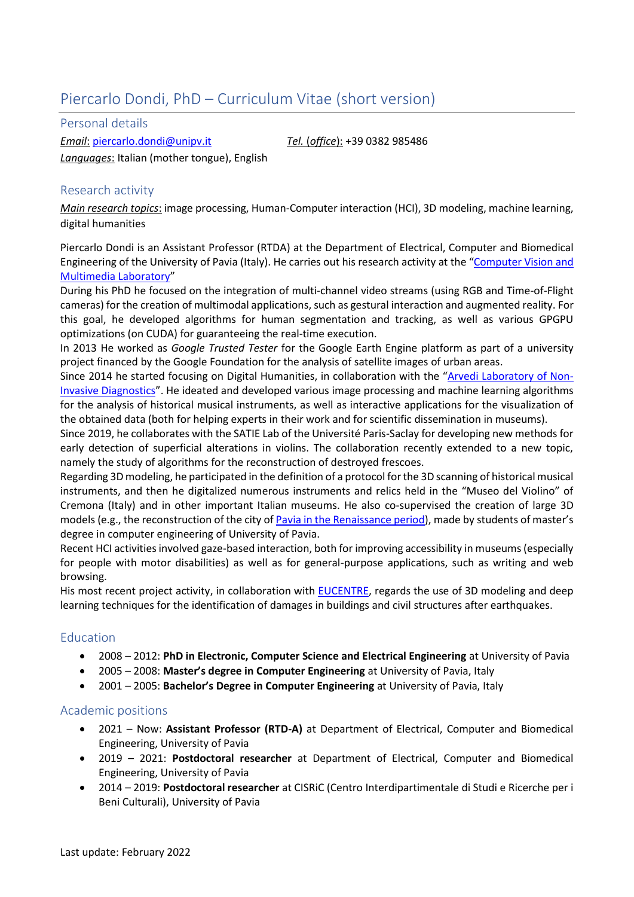# Piercarlo Dondi, PhD – Curriculum Vitae (short version)

## Personal details

*Email*: piercarlo.dondi@unipv.it  *Tel. (office)*: +39 0382 985486

*Languages*: Italian (mother tongue), English

## Research activity

*Main research topics*: image processing, Human-Computer interaction (HCI), 3D modeling, machine learning, digital humanities

Piercarlo Dondi is an Assistant Professor (RTDA) at the Department of Electrical, Computer and Biomedical Engineering of the University of Pavia (Italy). He carries out his research activity at the "Computer Vision and Multimedia Laboratory"

During his PhD he focused on the integration of multi-channel video streams (using RGB and Time-of-Flight cameras) for the creation of multimodal applications, such as gestural interaction and augmented reality. For this goal, he developed algorithms for human segmentation and tracking, as well as various GPGPU optimizations (on CUDA) for guaranteeing the real-time execution.

In 2013 He worked as *Google Trusted Tester* for the Google Earth Engine platform as part of a university project financed by the Google Foundation for the analysis of satellite images of urban areas.

Since 2014 he started focusing on Digital Humanities, in collaboration with the "Arvedi Laboratory of Non-Invasive Diagnostics". He ideated and developed various image processing and machine learning algorithms for the analysis of historical musical instruments, as well as interactive applications for the visualization of the obtained data (both for helping experts in their work and for scientific dissemination in museums).

Since 2019, he collaborates with the SATIE Lab of the Université Paris-Saclay for developing new methods for early detection of superficial alterations in violins. The collaboration recently extended to a new topic, namely the study of algorithms for the reconstruction of destroyed frescoes.

Regarding 3D modeling, he participated in the definition of a protocol for the 3D scanning of historical musical instruments, and then he digitalized numerous instruments and relics held in the "Museo del Violino" of Cremona (Italy) and in other important Italian museums. He also co-supervised the creation of large 3D models (e.g., the reconstruction of the city of Pavia in the Renaissance period), made by students of master's degree in computer engineering of University of Pavia.

Recent HCI activities involved gaze-based interaction, both for improving accessibility in museums (especially for people with motor disabilities) as well as for general-purpose applications, such as writing and web browsing.

His most recent project activity, in collaboration with EUCENTRE, regards the use of 3D modeling and deep learning techniques for the identification of damages in buildings and civil structures after earthquakes.

## Education

- 2008 – 2012: **PhD in Electronic, Computer Science and Electrical Engineering** at University of Pavia
- 2005 – 2008: **Master's degree in Computer Engineering** at University of Pavia, Italy
- 2001 – 2005: **Bachelor's Degree in Computer Engineering** at University of Pavia, Italy

## Academic positions

- 2021 – Now: **Assistant Professor (RTD-A)** at Department of Electrical, Computer and Biomedical Engineering, University of Pavia
- 2019 – 2021: **Postdoctoral researcher** at Department of Electrical, Computer and Biomedical Engineering, University of Pavia
- 2014 – 2019: **Postdoctoral researcher** at CISRiC (Centro Interdipartimentale di Studi e Ricerche per i Beni Culturali), University of Pavia

Last update: February 2022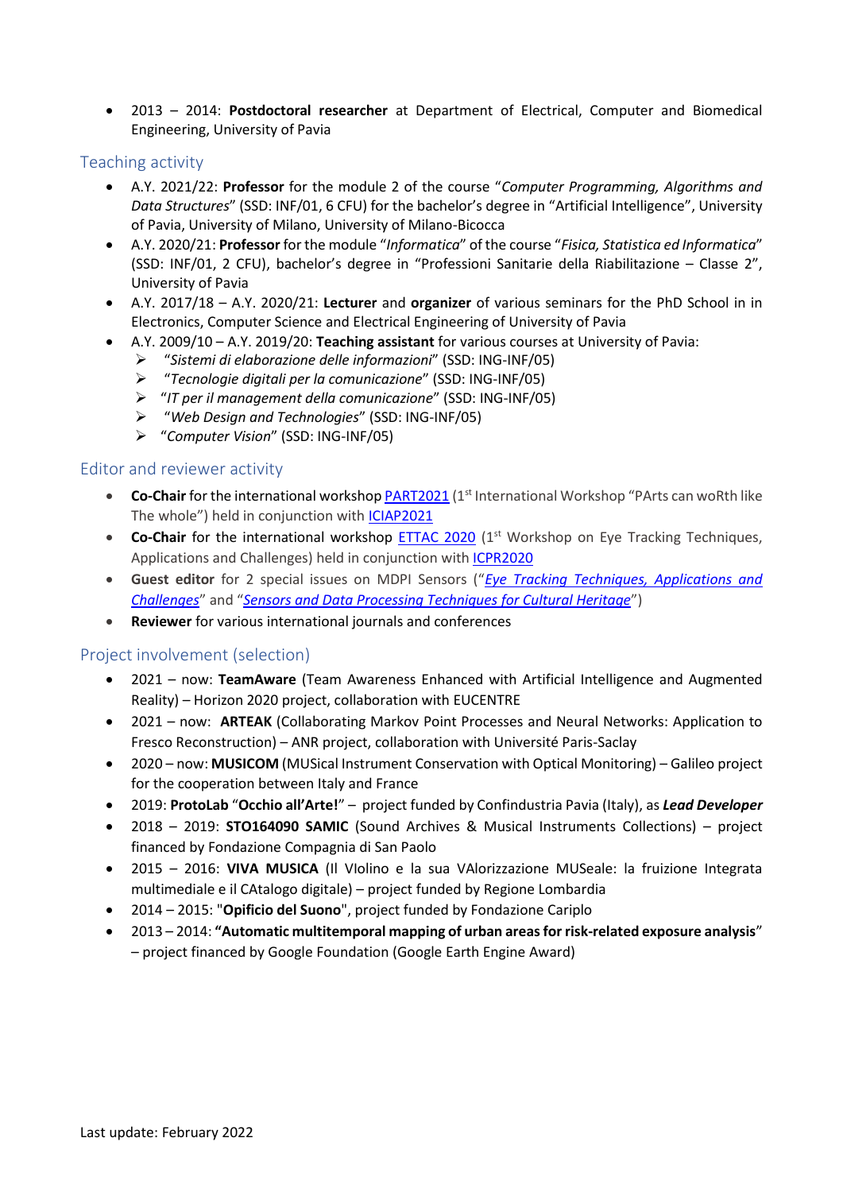- 2013 – 2014: **Postdoctoral researcher** at Department of Electrical, Computer and Biomedical Engineering, University of Pavia

## Teaching activity

- A.Y. 2021/22: **Professor** for the module 2 of the course "*Computer Programming, Algorithms and Data Structures*" (SSD: INF/01, 6 CFU) for the bachelor's degree in "Artificial Intelligence", University of Pavia, University of Milano, University of Milano-Bicocca
- A.Y. 2020/21: **Professor** for the module "*Informatica*" of the course "*Fisica, Statistica ed Informatica*" (SSD: INF/01, 2 CFU), bachelor's degree in "Professioni Sanitarie della Riabilitazione – Classe 2", University of Pavia
- A.Y. 2017/18 – A.Y. 2020/21: **Lecturer** and **organizer** of various seminars for the PhD School in in Electronics, Computer Science and Electrical Engineering of University of Pavia
- A.Y. 2009/10 – A.Y. 2019/20: **Teaching assistant** for various courses at University of Pavia:
  - "*Sistemi di elaborazione delle informazioni*" (SSD: ING-INF/05)
  - "*Tecnologie digitali per la comunicazione*" (SSD: ING-INF/05)
  - "*IT per il management della comunicazione*" (SSD: ING-INF/05)
  - "*Web Design and Technologies*" (SSD: ING-INF/05)
  - "*Computer Vision*" (SSD: ING-INF/05)

## Editor and reviewer activity

- **Co-Chair** for the international workshop PART2021 (1st International Workshop "PArts can woRth like The whole") held in conjunction with ICIAP2021
- **Co-Chair** for the international workshop ETTAC 2020 (1st Workshop on Eye Tracking Techniques, Applications and Challenges) held in conjunction with ICPR2020
- **Guest editor** for 2 special issues on MDPI Sensors ("*Eye Tracking Techniques, Applications and Challenges*" and "*Sensors and Data Processing Techniques for Cultural Heritage*")
- **Reviewer** for various international journals and conferences

## Project involvement (selection)

- 2021 – now: **TeamAware** (Team Awareness Enhanced with Artificial Intelligence and Augmented Reality) – Horizon 2020 project, collaboration with EUCENTRE
- 2021 – now: **ARTEAK** (Collaborating Markov Point Processes and Neural Networks: Application to Fresco Reconstruction) – ANR project, collaboration with Université Paris-Saclay
- 2020 – now: **MUSICOM** (MUSical Instrument Conservation with Optical Monitoring) – Galileo project for the cooperation between Italy and France
- 2019: **ProtoLab** "**Occhio all'Arte!**" – project funded by Confindustria Pavia (Italy), as ***Lead Developer***
- 2018 – 2019: **STO164090 SAMIC** (Sound Archives & Musical Instruments Collections) – project financed by Fondazione Compagnia di San Paolo
- 2015 – 2016: **VIVA MUSICA** (Il VIolino e la sua VAlorizzazione MUSeale: la fruizione Integrata multimediale e il CAtalogo digitale) – project funded by Regione Lombardia
- 2014 – 2015: "**Opificio del Suono**", project funded by Fondazione Cariplo
- 2013 – 2014: **"Automatic multitemporal mapping of urban areas for risk-related exposure analysis**" – project financed by Google Foundation (Google Earth Engine Award)

Last update: February 2022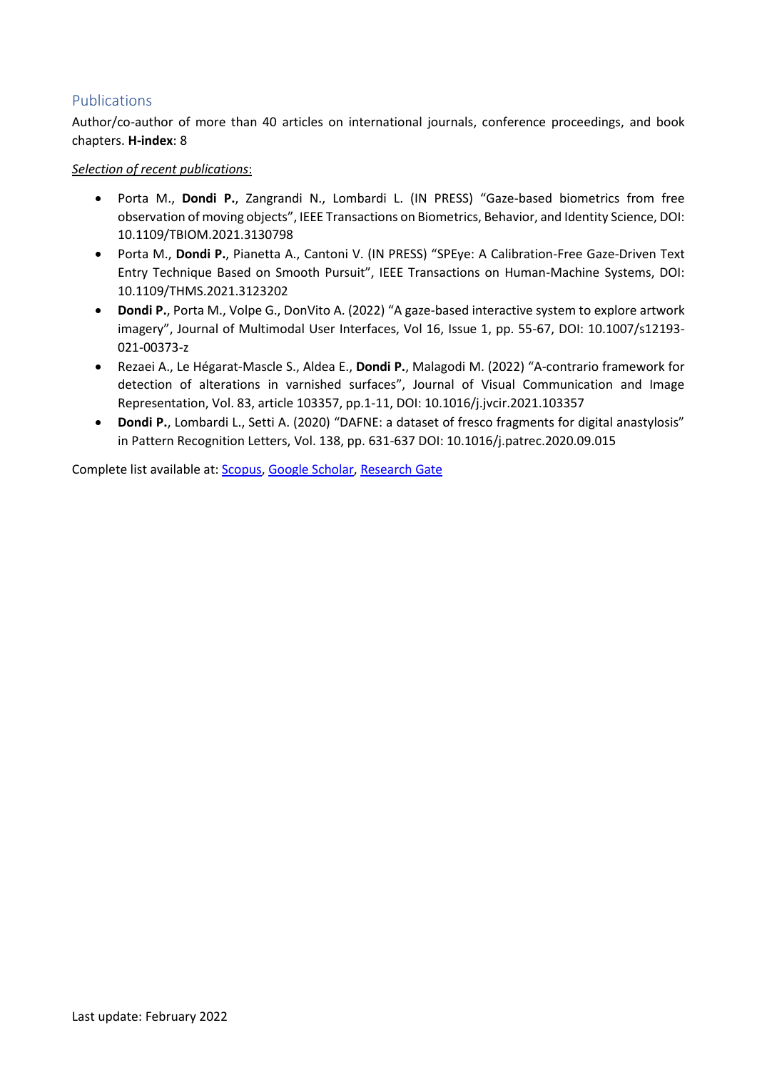## Publications

Author/co-author of more than 40 articles on international journals, conference proceedings, and book chapters. **H-index**: 8

*Selection of recent publications*:

- Porta M., **Dondi P.**, Zangrandi N., Lombardi L. (IN PRESS) "Gaze-based biometrics from free observation of moving objects", IEEE Transactions on Biometrics, Behavior, and Identity Science, DOI: 10.1109/TBIOM.2021.3130798
- Porta M., **Dondi P.**, Pianetta A., Cantoni V. (IN PRESS) "SPEye: A Calibration-Free Gaze-Driven Text Entry Technique Based on Smooth Pursuit", IEEE Transactions on Human-Machine Systems, DOI: 10.1109/THMS.2021.3123202
- **Dondi P.**, Porta M., Volpe G., DonVito A. (2022) "A gaze-based interactive system to explore artwork imagery", Journal of Multimodal User Interfaces, Vol 16, Issue 1, pp. 55-67, DOI: 10.1007/s12193-021-00373-z
- Rezaei A., Le Hégarat-Mascle S., Aldea E., **Dondi P.**, Malagodi M. (2022) "A-contrario framework for detection of alterations in varnished surfaces", Journal of Visual Communication and Image Representation, Vol. 83, article 103357, pp.1-11, DOI: 10.1016/j.jvcir.2021.103357
- **Dondi P.**, Lombardi L., Setti A. (2020) "DAFNE: a dataset of fresco fragments for digital anastylosis" in Pattern Recognition Letters, Vol. 138, pp. 631-637 DOI: 10.1016/j.patrec.2020.09.015

Complete list available at: Scopus, Google Scholar, Research Gate

Last update: February 2022